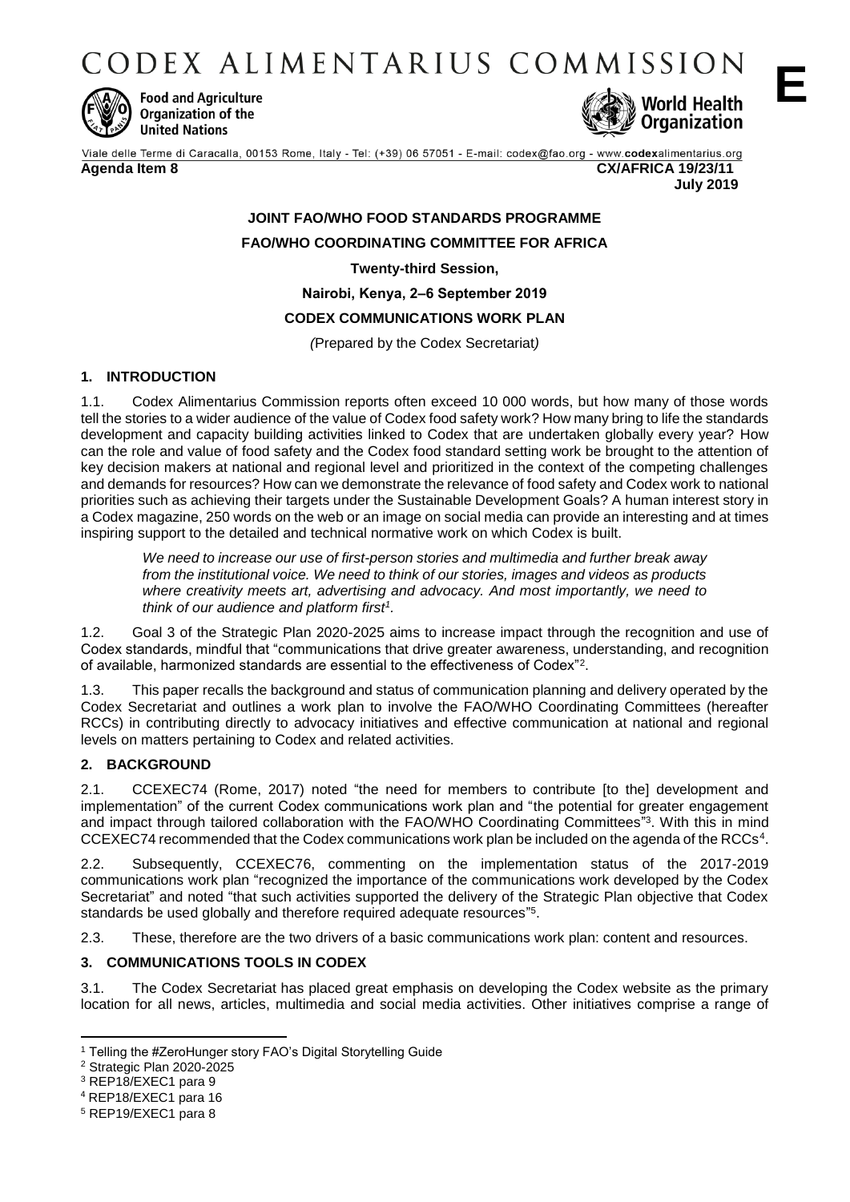# CODEX ALIMENTARIUS COMMISSION

**E**

Food and Agriculture Organization of the United Nations

World Health Organization

Viale delle Terme di Caracalla, 00153 Rome, Italy - Tel: (+39) 06 57051 - E-mail: codex@fao.org - www.codexalimentarius.org

**Agenda Item 8** **CX/AFRICA 19/23/11**

**July 2019**

**JOINT FAO/WHO FOOD STANDARDS PROGRAMME**

**FAO/WHO COORDINATING COMMITTEE FOR AFRICA**

**Twenty-third Session,**

**Nairobi, Kenya, 2–6 September 2019**

**CODEX COMMUNICATIONS WORK PLAN**

*(*Prepared by the Codex Secretariat*)*

## 1. INTRODUCTION

1.1. Codex Alimentarius Commission reports often exceed 10 000 words, but how many of those words tell the stories to a wider audience of the value of Codex food safety work? How many bring to life the standards development and capacity building activities linked to Codex that are undertaken globally every year? How can the role and value of food safety and the Codex food standard setting work be brought to the attention of key decision makers at national and regional level and prioritized in the context of the competing challenges and demands for resources? How can we demonstrate the relevance of food safety and Codex work to national priorities such as achieving their targets under the Sustainable Development Goals? A human interest story in a Codex magazine, 250 words on the web or an image on social media can provide an interesting and at times inspiring support to the detailed and technical normative work on which Codex is built.

> *We need to increase our use of first-person stories and multimedia and further break away from the institutional voice. We need to think of our stories, images and videos as products where creativity meets art, advertising and advocacy. And most importantly, we need to think of our audience and platform first*[1].

1.2. Goal 3 of the Strategic Plan 2020-2025 aims to increase impact through the recognition and use of Codex standards, mindful that "communications that drive greater awareness, understanding, and recognition of available, harmonized standards are essential to the effectiveness of Codex"[2].

1.3. This paper recalls the background and status of communication planning and delivery operated by the Codex Secretariat and outlines a work plan to involve the FAO/WHO Coordinating Committees (hereafter RCCs) in contributing directly to advocacy initiatives and effective communication at national and regional levels on matters pertaining to Codex and related activities.

## 2. BACKGROUND

2.1. CCEXEC74 (Rome, 2017) noted "the need for members to contribute [to the] development and implementation" of the current Codex communications work plan and "the potential for greater engagement and impact through tailored collaboration with the FAO/WHO Coordinating Committees"[3]. With this in mind CCEXEC74 recommended that the Codex communications work plan be included on the agenda of the RCCs[4].

2.2. Subsequently, CCEXEC76, commenting on the implementation status of the 2017-2019 communications work plan "recognized the importance of the communications work developed by the Codex Secretariat" and noted "that such activities supported the delivery of the Strategic Plan objective that Codex standards be used globally and therefore required adequate resources"[5].

2.3. These, therefore are the two drivers of a basic communications work plan: content and resources.

## 3. COMMUNICATIONS TOOLS IN CODEX

3.1. The Codex Secretariat has placed great emphasis on developing the Codex website as the primary location for all news, articles, multimedia and social media activities. Other initiatives comprise a range of

---

[1] Telling the #ZeroHunger story FAO's Digital Storytelling Guide

[2] Strategic Plan 2020-2025

[3] REP18/EXEC1 para 9

[4] REP18/EXEC1 para 16

[5] REP19/EXEC1 para 8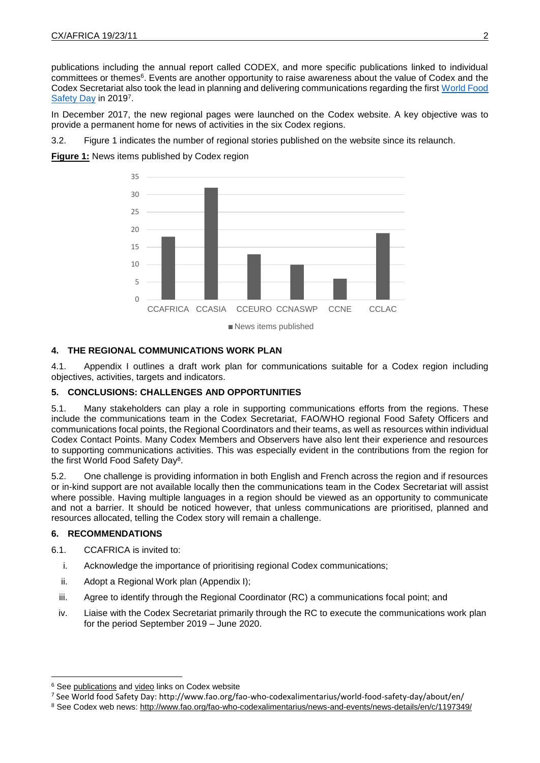publications including the annual report called CODEX, and more specific publications linked to individual committees or themes[6]. Events are another opportunity to raise awareness about the value of Codex and the Codex Secretariat also took the lead in planning and delivering communications regarding the first World Food Safety Day in 2019[7].

In December 2017, the new regional pages were launched on the Codex website. A key objective was to provide a permanent home for news of activities in the six Codex regions.

3.2. Figure 1 indicates the number of regional stories published on the website since its relaunch.

**Figure 1:** News items published by Codex region

CCAFRICA CCASIA CCEURO CCNASWP CCNE CCLAC

News items published

## 4. THE REGIONAL COMMUNICATIONS WORK PLAN

4.1. Appendix I outlines a draft work plan for communications suitable for a Codex region including objectives, activities, targets and indicators.

## 5. CONCLUSIONS: CHALLENGES AND OPPORTUNITIES

5.1. Many stakeholders can play a role in supporting communications efforts from the regions. These include the communications team in the Codex Secretariat, FAO/WHO regional Food Safety Officers and communications focal points, the Regional Coordinators and their teams, as well as resources within individual Codex Contact Points. Many Codex Members and Observers have also lent their experience and resources to supporting communications activities. This was especially evident in the contributions from the region for the first World Food Safety Day[8].

5.2. One challenge is providing information in both English and French across the region and if resources or in-kind support are not available locally then the communications team in the Codex Secretariat will assist where possible. Having multiple languages in a region should be viewed as an opportunity to communicate and not a barrier. It should be noticed however, that unless communications are prioritised, planned and resources allocated, telling the Codex story will remain a challenge.

## 6. RECOMMENDATIONS

6.1. CCAFRICA is invited to:

i. Acknowledge the importance of prioritising regional Codex communications;

ii. Adopt a Regional Work plan (Appendix I);

iii. Agree to identify through the Regional Coordinator (RC) a communications focal point; and

iv. Liaise with the Codex Secretariat primarily through the RC to execute the communications work plan for the period September 2019 – June 2020.

---

[6] See publications and video links on Codex website

[7] See World food Safety Day: http://www.fao.org/fao-who-codexalimentarius/world-food-safety-day/about/en/

[8] See Codex web news: http://www.fao.org/fao-who-codexalimentarius/news-and-events/news-details/en/c/1197349/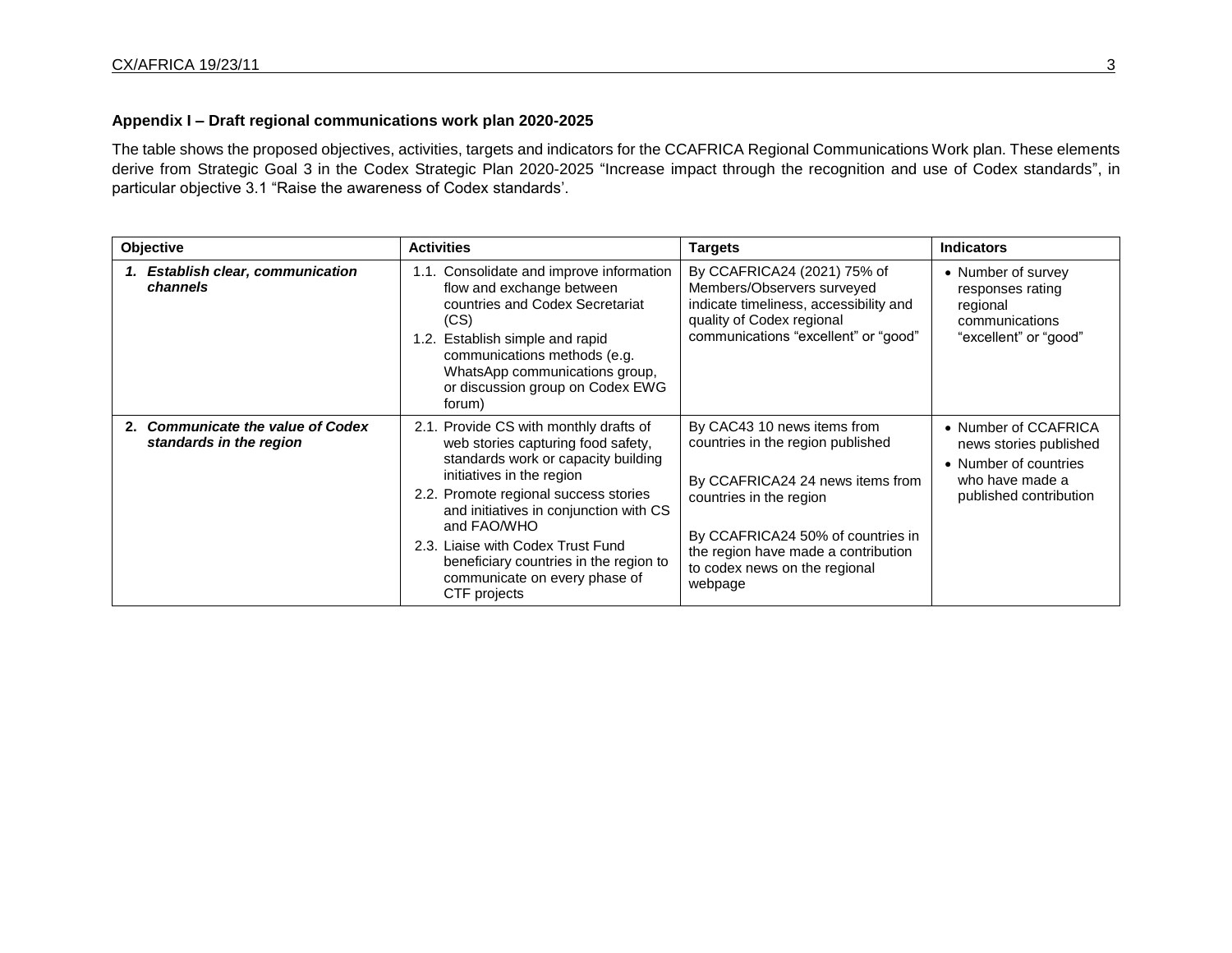**Appendix I – Draft regional communications work plan 2020-2025**

The table shows the proposed objectives, activities, targets and indicators for the CCAFRICA Regional Communications Work plan. These elements derive from Strategic Goal 3 in the Codex Strategic Plan 2020-2025 "Increase impact through the recognition and use of Codex standards", in particular objective 3.1 "Raise the awareness of Codex standards'.

| Objective | Activities | Targets | Indicators |
|---|---|---|---|
| ***1. Establish clear, communication channels*** | 1.1. Consolidate and improve information flow and exchange between countries and Codex Secretariat (CS)<br>1.2. Establish simple and rapid communications methods (e.g. WhatsApp communications group, or discussion group on Codex EWG forum) | By CCAFRICA24 (2021) 75% of Members/Observers surveyed indicate timeliness, accessibility and quality of Codex regional communications "excellent" or "good" | • Number of survey responses rating regional communications "excellent" or "good" |
| ***2. Communicate the value of Codex standards in the region*** | 2.1. Provide CS with monthly drafts of web stories capturing food safety, standards work or capacity building initiatives in the region<br>2.2. Promote regional success stories and initiatives in conjunction with CS and FAO/WHO<br>2.3. Liaise with Codex Trust Fund beneficiary countries in the region to communicate on every phase of CTF projects | By CAC43 10 news items from countries in the region published<br><br>By CCAFRICA24 24 news items from countries in the region<br><br>By CCAFRICA24 50% of countries in the region have made a contribution to codex news on the regional webpage | • Number of CCAFRICA news stories published<br>• Number of countries who have made a published contribution |